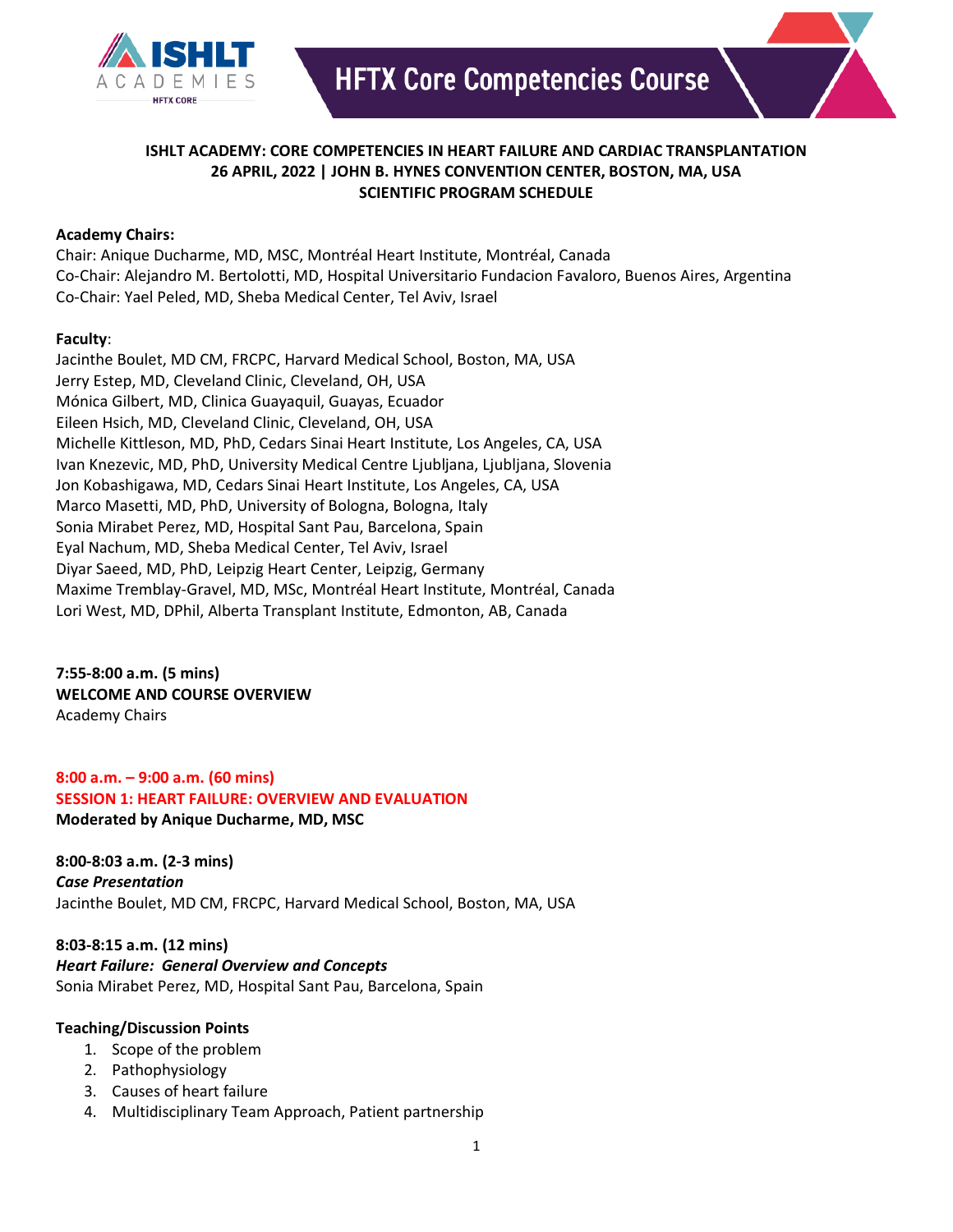**ISHLT ACADEMY: CORE COMPETENCIES IN HEART FAILURE AND CARDIAC TRANSPLANTATION**
**26 APRIL, 2022 | JOHN B. HYNES CONVENTION CENTER, BOSTON, MA, USA**
**SCIENTIFIC PROGRAM SCHEDULE**

**Academy Chairs:**
Chair: Anique Ducharme, MD, MSC, Montréal Heart Institute, Montréal, Canada
Co-Chair: Alejandro M. Bertolotti, MD, Hospital Universitario Fundacion Favaloro, Buenos Aires, Argentina
Co-Chair: Yael Peled, MD, Sheba Medical Center, Tel Aviv, Israel

**Faculty**:
Jacinthe Boulet, MD CM, FRCPC, Harvard Medical School, Boston, MA, USA
Jerry Estep, MD, Cleveland Clinic, Cleveland, OH, USA
Mónica Gilbert, MD, Clinica Guayaquil, Guayas, Ecuador
Eileen Hsich, MD, Cleveland Clinic, Cleveland, OH, USA
Michelle Kittleson, MD, PhD, Cedars Sinai Heart Institute, Los Angeles, CA, USA
Ivan Knezevic, MD, PhD, University Medical Centre Ljubljana, Ljubljana, Slovenia
Jon Kobashigawa, MD, Cedars Sinai Heart Institute, Los Angeles, CA, USA
Marco Masetti, MD, PhD, University of Bologna, Bologna, Italy
Sonia Mirabet Perez, MD, Hospital Sant Pau, Barcelona, Spain
Eyal Nachum, MD, Sheba Medical Center, Tel Aviv, Israel
Diyar Saeed, MD, PhD, Leipzig Heart Center, Leipzig, Germany
Maxime Tremblay-Gravel, MD, MSc, Montréal Heart Institute, Montréal, Canada
Lori West, MD, DPhil, Alberta Transplant Institute, Edmonton, AB, Canada

**7:55-8:00 a.m. (5 mins)**
**WELCOME AND COURSE OVERVIEW**
Academy Chairs

**8:00 a.m. – 9:00 a.m. (60 mins)**
**SESSION 1: HEART FAILURE: OVERVIEW AND EVALUATION**
**Moderated by Anique Ducharme, MD, MSC**

**8:00-8:03 a.m. (2-3 mins)**
***Case Presentation***
Jacinthe Boulet, MD CM, FRCPC, Harvard Medical School, Boston, MA, USA

**8:03-8:15 a.m. (12 mins)**
***Heart Failure: General Overview and Concepts***
Sonia Mirabet Perez, MD, Hospital Sant Pau, Barcelona, Spain

**Teaching/Discussion Points**

1. Scope of the problem
2. Pathophysiology
3. Causes of heart failure
4. Multidisciplinary Team Approach, Patient partnership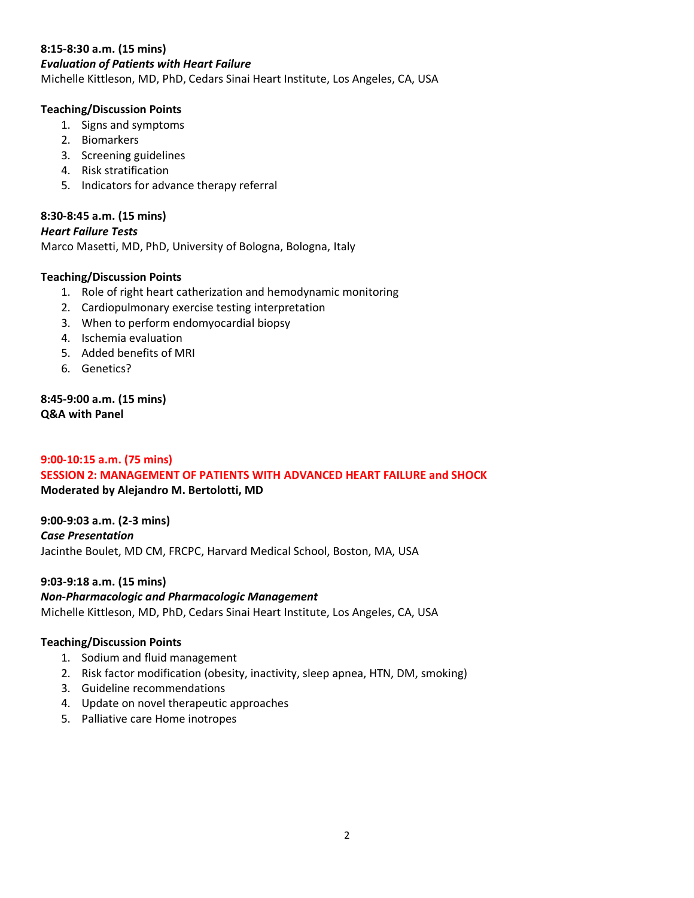**8:15-8:30 a.m. (15 mins)**

***Evaluation of Patients with Heart Failure***

Michelle Kittleson, MD, PhD, Cedars Sinai Heart Institute, Los Angeles, CA, USA

**Teaching/Discussion Points**

1. Signs and symptoms
2. Biomarkers
3. Screening guidelines
4. Risk stratification
5. Indicators for advance therapy referral

**8:30-8:45 a.m. (15 mins)**

***Heart Failure Tests***

Marco Masetti, MD, PhD, University of Bologna, Bologna, Italy

**Teaching/Discussion Points**

1. Role of right heart catherization and hemodynamic monitoring
2. Cardiopulmonary exercise testing interpretation
3. When to perform endomyocardial biopsy
4. Ischemia evaluation
5. Added benefits of MRI
6. Genetics?

**8:45-9:00 a.m. (15 mins)**

**Q&A with Panel**

**9:00-10:15 a.m. (75 mins)**

**SESSION 2: MANAGEMENT OF PATIENTS WITH ADVANCED HEART FAILURE and SHOCK**

**Moderated by Alejandro M. Bertolotti, MD**

**9:00-9:03 a.m. (2-3 mins)**

***Case Presentation***

Jacinthe Boulet, MD CM, FRCPC, Harvard Medical School, Boston, MA, USA

**9:03-9:18 a.m. (15 mins)**

***Non-Pharmacologic and Pharmacologic Management***

Michelle Kittleson, MD, PhD, Cedars Sinai Heart Institute, Los Angeles, CA, USA

**Teaching/Discussion Points**

1. Sodium and fluid management
2. Risk factor modification (obesity, inactivity, sleep apnea, HTN, DM, smoking)
3. Guideline recommendations
4. Update on novel therapeutic approaches
5. Palliative care Home inotropes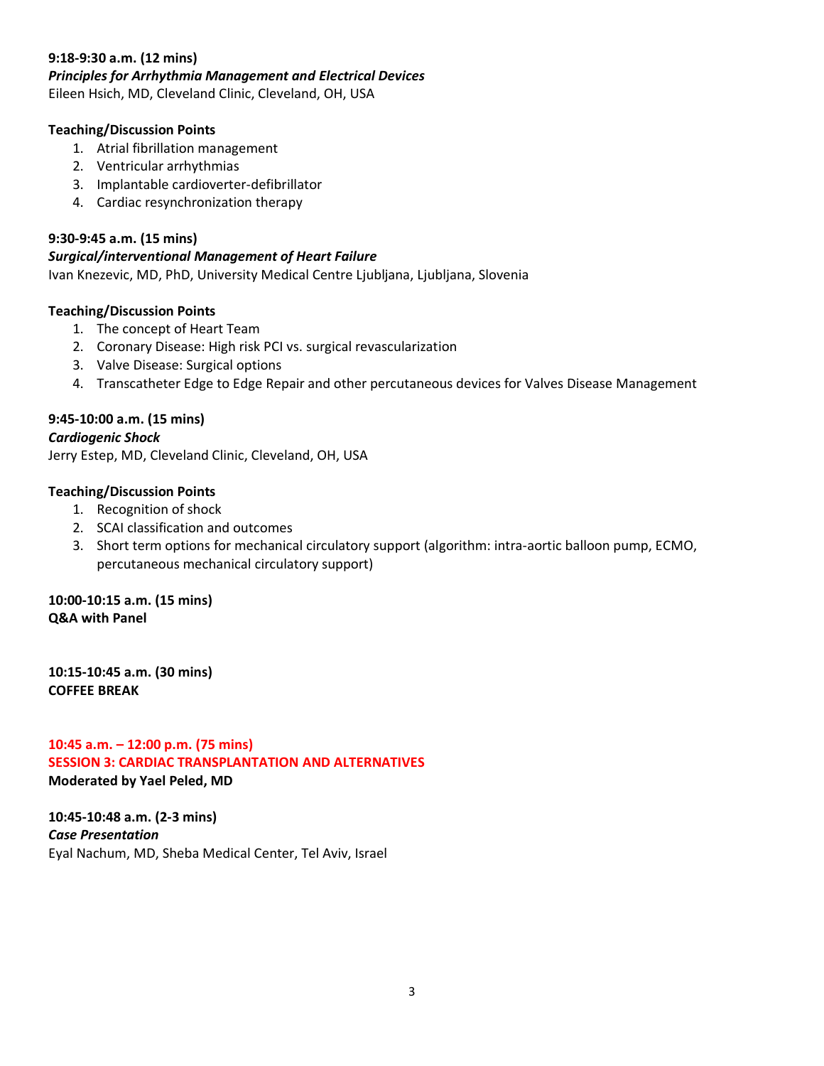**9:18-9:30 a.m. (12 mins)**
***Principles for Arrhythmia Management and Electrical Devices***
Eileen Hsich, MD, Cleveland Clinic, Cleveland, OH, USA

**Teaching/Discussion Points**

1. Atrial fibrillation management
2. Ventricular arrhythmias
3. Implantable cardioverter-defibrillator
4. Cardiac resynchronization therapy

**9:30-9:45 a.m. (15 mins)**
***Surgical/interventional Management of Heart Failure***
Ivan Knezevic, MD, PhD, University Medical Centre Ljubljana, Ljubljana, Slovenia

**Teaching/Discussion Points**

1. The concept of Heart Team
2. Coronary Disease: High risk PCI vs. surgical revascularization
3. Valve Disease: Surgical options
4. Transcatheter Edge to Edge Repair and other percutaneous devices for Valves Disease Management

**9:45-10:00 a.m. (15 mins)**
***Cardiogenic Shock***
Jerry Estep, MD, Cleveland Clinic, Cleveland, OH, USA

**Teaching/Discussion Points**

1. Recognition of shock
2. SCAI classification and outcomes
3. Short term options for mechanical circulatory support (algorithm: intra-aortic balloon pump, ECMO, percutaneous mechanical circulatory support)

**10:00-10:15 a.m. (15 mins)**
**Q&A with Panel**

**10:15-10:45 a.m. (30 mins)**
**COFFEE BREAK**

## 10:45 a.m. – 12:00 p.m. (75 mins)
## SESSION 3: CARDIAC TRANSPLANTATION AND ALTERNATIVES
**Moderated by Yael Peled, MD**

**10:45-10:48 a.m. (2-3 mins)**
***Case Presentation***
Eyal Nachum, MD, Sheba Medical Center, Tel Aviv, Israel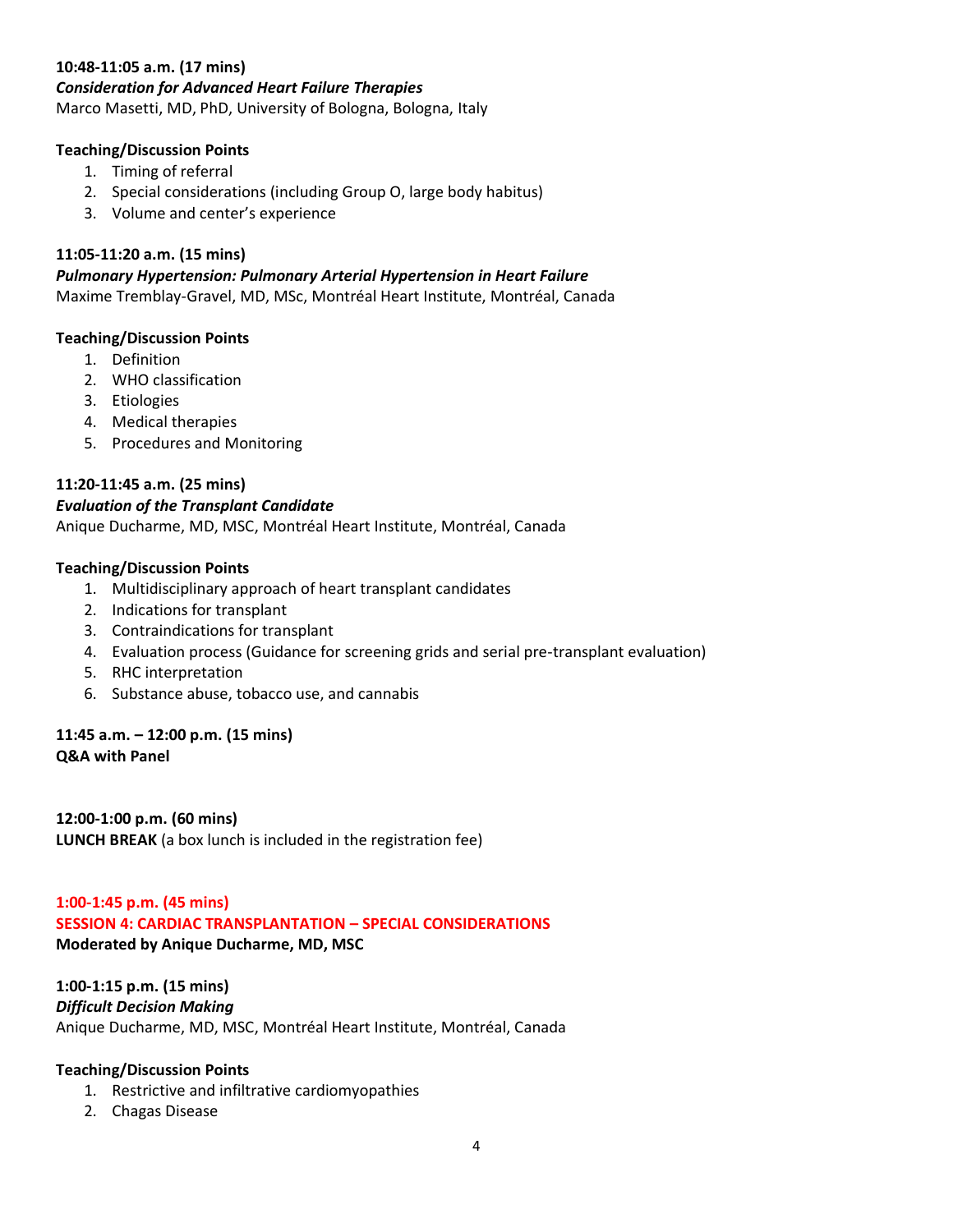**10:48-11:05 a.m. (17 mins)**
***Consideration for Advanced Heart Failure Therapies***
Marco Masetti, MD, PhD, University of Bologna, Bologna, Italy

**Teaching/Discussion Points**

1. Timing of referral
2. Special considerations (including Group O, large body habitus)
3. Volume and center's experience

**11:05-11:20 a.m. (15 mins)**
***Pulmonary Hypertension: Pulmonary Arterial Hypertension in Heart Failure***
Maxime Tremblay-Gravel, MD, MSc, Montréal Heart Institute, Montréal, Canada

**Teaching/Discussion Points**

1. Definition
2. WHO classification
3. Etiologies
4. Medical therapies
5. Procedures and Monitoring

**11:20-11:45 a.m. (25 mins)**
***Evaluation of the Transplant Candidate***
Anique Ducharme, MD, MSC, Montréal Heart Institute, Montréal, Canada

**Teaching/Discussion Points**

1. Multidisciplinary approach of heart transplant candidates
2. Indications for transplant
3. Contraindications for transplant
4. Evaluation process (Guidance for screening grids and serial pre-transplant evaluation)
5. RHC interpretation
6. Substance abuse, tobacco use, and cannabis

**11:45 a.m. – 12:00 p.m. (15 mins)**
**Q&A with Panel**

**12:00-1:00 p.m. (60 mins)**
**LUNCH BREAK** (a box lunch is included in the registration fee)

**1:00-1:45 p.m. (45 mins)**
**SESSION 4: CARDIAC TRANSPLANTATION – SPECIAL CONSIDERATIONS**
**Moderated by Anique Ducharme, MD, MSC**

**1:00-1:15 p.m. (15 mins)**
***Difficult Decision Making***
Anique Ducharme, MD, MSC, Montréal Heart Institute, Montréal, Canada

**Teaching/Discussion Points**

1. Restrictive and infiltrative cardiomyopathies
2. Chagas Disease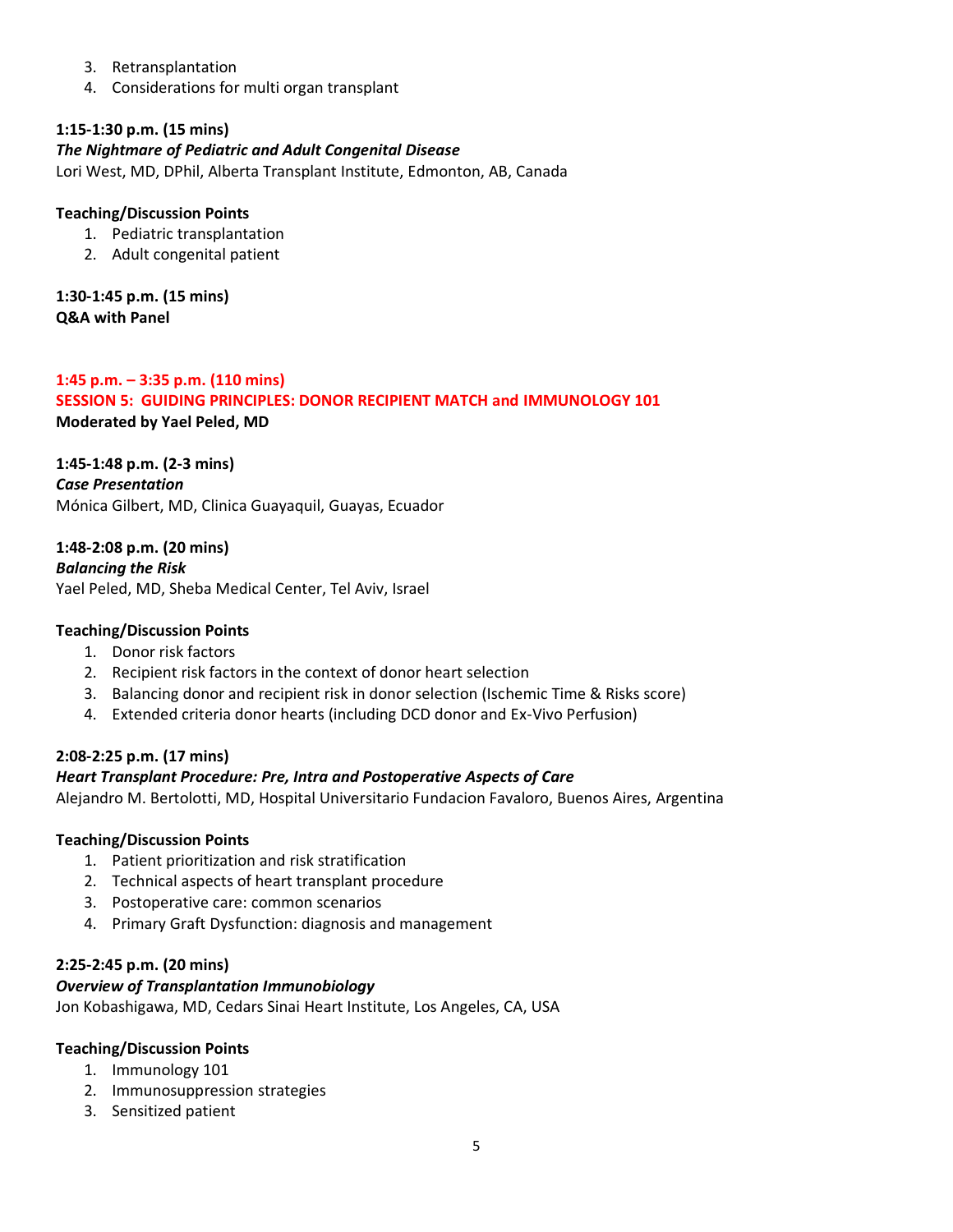3. Retransplantation
4. Considerations for multi organ transplant

**1:15-1:30 p.m. (15 mins)**
***The Nightmare of Pediatric and Adult Congenital Disease***
Lori West, MD, DPhil, Alberta Transplant Institute, Edmonton, AB, Canada

**Teaching/Discussion Points**

1. Pediatric transplantation
2. Adult congenital patient

**1:30-1:45 p.m. (15 mins)**
**Q&A with Panel**

**1:45 p.m. – 3:35 p.m. (110 mins)**
**SESSION 5: GUIDING PRINCIPLES: DONOR RECIPIENT MATCH and IMMUNOLOGY 101**
**Moderated by Yael Peled, MD**

**1:45-1:48 p.m. (2-3 mins)**
***Case Presentation***
Mónica Gilbert, MD, Clinica Guayaquil, Guayas, Ecuador

**1:48-2:08 p.m. (20 mins)**
***Balancing the Risk***
Yael Peled, MD, Sheba Medical Center, Tel Aviv, Israel

**Teaching/Discussion Points**

1. Donor risk factors
2. Recipient risk factors in the context of donor heart selection
3. Balancing donor and recipient risk in donor selection (Ischemic Time & Risks score)
4. Extended criteria donor hearts (including DCD donor and Ex-Vivo Perfusion)

**2:08-2:25 p.m. (17 mins)**
***Heart Transplant Procedure: Pre, Intra and Postoperative Aspects of Care***
Alejandro M. Bertolotti, MD, Hospital Universitario Fundacion Favaloro, Buenos Aires, Argentina

**Teaching/Discussion Points**

1. Patient prioritization and risk stratification
2. Technical aspects of heart transplant procedure
3. Postoperative care: common scenarios
4. Primary Graft Dysfunction: diagnosis and management

**2:25-2:45 p.m. (20 mins)**
***Overview of Transplantation Immunobiology***
Jon Kobashigawa, MD, Cedars Sinai Heart Institute, Los Angeles, CA, USA

**Teaching/Discussion Points**

1. Immunology 101
2. Immunosuppression strategies
3. Sensitized patient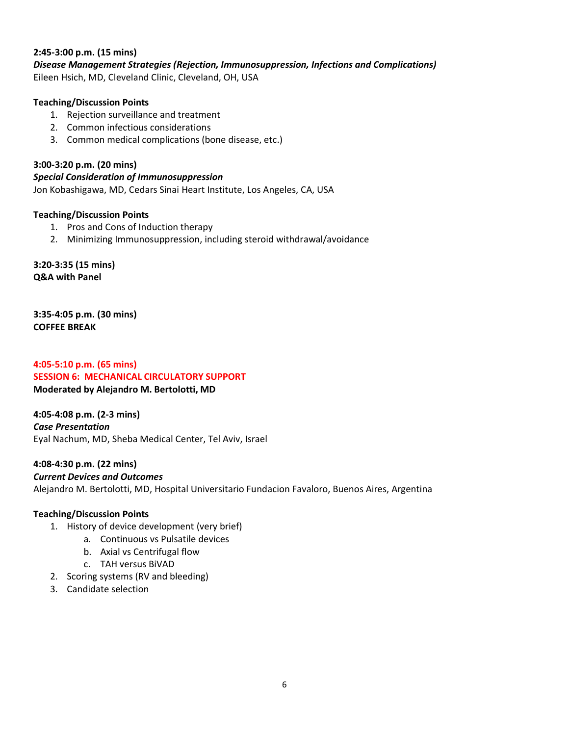**2:45-3:00 p.m. (15 mins)**
***Disease Management Strategies (Rejection, Immunosuppression, Infections and Complications)***
Eileen Hsich, MD, Cleveland Clinic, Cleveland, OH, USA

**Teaching/Discussion Points**

1. Rejection surveillance and treatment
2. Common infectious considerations
3. Common medical complications (bone disease, etc.)

**3:00-3:20 p.m. (20 mins)**
***Special Consideration of Immunosuppression***
Jon Kobashigawa, MD, Cedars Sinai Heart Institute, Los Angeles, CA, USA

**Teaching/Discussion Points**

1. Pros and Cons of Induction therapy
2. Minimizing Immunosuppression, including steroid withdrawal/avoidance

**3:20-3:35 (15 mins)**
**Q&A with Panel**

**3:35-4:05 p.m. (30 mins)**
**COFFEE BREAK**

**4:05-5:10 p.m. (65 mins)**
## SESSION 6: MECHANICAL CIRCULATORY SUPPORT
**Moderated by Alejandro M. Bertolotti, MD**

**4:05-4:08 p.m. (2-3 mins)**
***Case Presentation***
Eyal Nachum, MD, Sheba Medical Center, Tel Aviv, Israel

**4:08-4:30 p.m. (22 mins)**
***Current Devices and Outcomes***
Alejandro M. Bertolotti, MD, Hospital Universitario Fundacion Favaloro, Buenos Aires, Argentina

**Teaching/Discussion Points**

1. History of device development (very brief)
    a. Continuous vs Pulsatile devices
    b. Axial vs Centrifugal flow
    c. TAH versus BiVAD
2. Scoring systems (RV and bleeding)
3. Candidate selection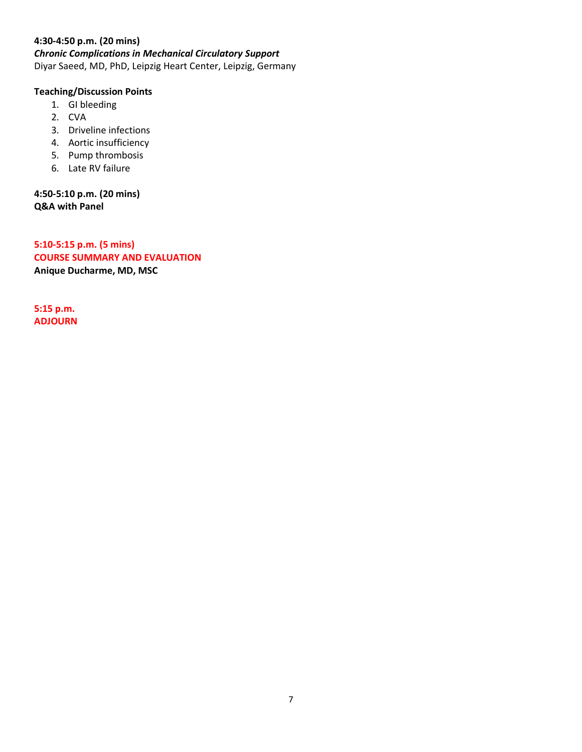**4:30-4:50 p.m. (20 mins)**
***Chronic Complications in Mechanical Circulatory Support***
Diyar Saeed, MD, PhD, Leipzig Heart Center, Leipzig, Germany

**Teaching/Discussion Points**

1. GI bleeding
2. CVA
3. Driveline infections
4. Aortic insufficiency
5. Pump thrombosis
6. Late RV failure

**4:50-5:10 p.m. (20 mins)**
**Q&A with Panel**

**5:10-5:15 p.m. (5 mins)**
**COURSE SUMMARY AND EVALUATION**
**Anique Ducharme, MD, MSC**

**5:15 p.m.**
**ADJOURN**